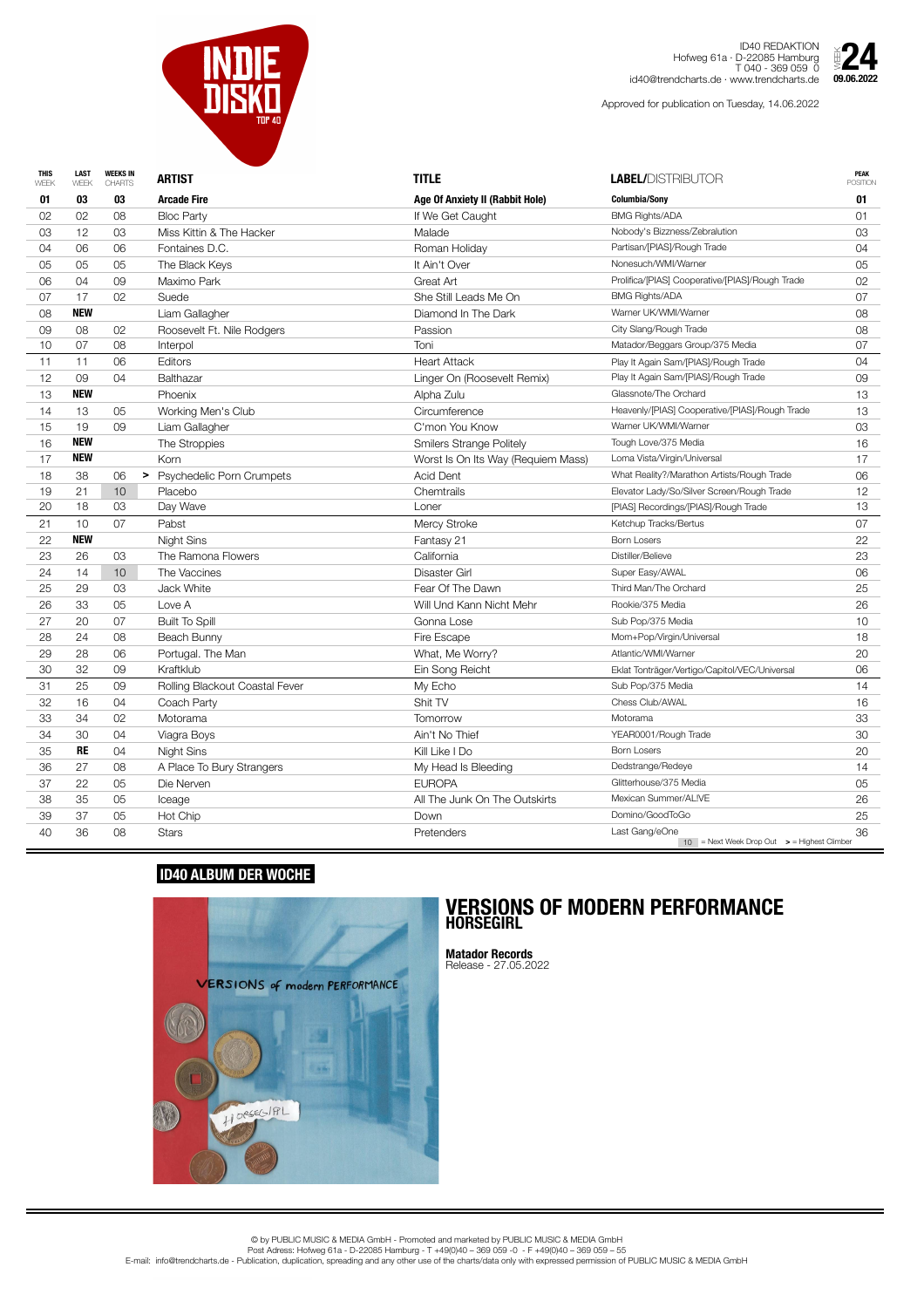# INDIE DISKO TOP 40

ID40 REDAKTION
Hofweg 61a · D-22085 Hamburg
T 040 - 369 059 0
id40@trendcharts.de · www.trendcharts.de

WEEK 24
09.06.2022

Approved for publication on Tuesday, 14.06.2022

| THIS WEEK | LAST WEEK | WEEKS IN CHARTS | | ARTIST | TITLE | LABEL/DISTRIBUTOR | PEAK POSITION |
|---|---|---|---|---|---|---|---|
| **01** | **03** | **03** | | **Arcade Fire** | **Age Of Anxiety II (Rabbit Hole)** | **Columbia/Sony** | **01** |
| 02 | 02 | 08 | | Bloc Party | If We Get Caught | BMG Rights/ADA | 01 |
| 03 | 12 | 03 | | Miss Kittin & The Hacker | Malade | Nobody's Bizzness/Zebralution | 03 |
| 04 | 06 | 06 | | Fontaines D.C. | Roman Holiday | Partisan/[PIAS]/Rough Trade | 04 |
| 05 | 05 | 05 | | The Black Keys | It Ain't Over | Nonesuch/WMI/Warner | 05 |
| 06 | 04 | 09 | | Maximo Park | Great Art | Prolifica/[PIAS] Cooperative/[PIAS]/Rough Trade | 02 |
| 07 | 17 | 02 | | Suede | She Still Leads Me On | BMG Rights/ADA | 07 |
| 08 | **NEW** | | | Liam Gallagher | Diamond In The Dark | Warner UK/WMI/Warner | 08 |
| 09 | 08 | 02 | | Roosevelt Ft. Nile Rodgers | Passion | City Slang/Rough Trade | 08 |
| 10 | 07 | 08 | | Interpol | Toni | Matador/Beggars Group/375 Media | 07 |
| 11 | 11 | 06 | | Editors | Heart Attack | Play It Again Sam/[PIAS]/Rough Trade | 04 |
| 12 | 09 | 04 | | Balthazar | Linger On (Roosevelt Remix) | Play It Again Sam/[PIAS]/Rough Trade | 09 |
| 13 | **NEW** | | | Phoenix | Alpha Zulu | Glassnote/The Orchard | 13 |
| 14 | 13 | 05 | | Working Men's Club | Circumference | Heavenly/[PIAS] Cooperative/[PIAS]/Rough Trade | 13 |
| 15 | 19 | 09 | | Liam Gallagher | C'mon You Know | Warner UK/WMI/Warner | 03 |
| 16 | **NEW** | | | The Stroppies | Smilers Strange Politely | Tough Love/375 Media | 16 |
| 17 | **NEW** | | | Korn | Worst Is On Its Way (Requiem Mass) | Loma Vista/Virgin/Universal | 17 |
| 18 | 38 | 06 | > | Psychedelic Porn Crumpets | Acid Dent | What Reality?/Marathon Artists/Rough Trade | 06 |
| 19 | 21 | 10 | | Placebo | Chemtrails | Elevator Lady/So/Silver Screen/Rough Trade | 12 |
| 20 | 18 | 03 | | Day Wave | Loner | [PIAS] Recordings/[PIAS]/Rough Trade | 13 |
| 21 | 10 | 07 | | Pabst | Mercy Stroke | Ketchup Tracks/Bertus | 07 |
| 22 | **NEW** | | | Night Sins | Fantasy 21 | Born Losers | 22 |
| 23 | 26 | 03 | | The Ramona Flowers | California | Distiller/Believe | 23 |
| 24 | 14 | 10 | | The Vaccines | Disaster Girl | Super Easy/AWAL | 06 |
| 25 | 29 | 03 | | Jack White | Fear Of The Dawn | Third Man/The Orchard | 25 |
| 26 | 33 | 05 | | Love A | Will Und Kann Nicht Mehr | Rookie/375 Media | 26 |
| 27 | 20 | 07 | | Built To Spill | Gonna Lose | Sub Pop/375 Media | 10 |
| 28 | 24 | 08 | | Beach Bunny | Fire Escape | Mom+Pop/Virgin/Universal | 18 |
| 29 | 28 | 06 | | Portugal. The Man | What, Me Worry? | Atlantic/WMI/Warner | 20 |
| 30 | 32 | 09 | | Kraftklub | Ein Song Reicht | Eklat Tonträger/Vertigo/Capitol/VEC/Universal | 06 |
| 31 | 25 | 09 | | Rolling Blackout Coastal Fever | My Echo | Sub Pop/375 Media | 14 |
| 32 | 16 | 04 | | Coach Party | Shit TV | Chess Club/AWAL | 16 |
| 33 | 34 | 02 | | Motorama | Tomorrow | Motorama | 33 |
| 34 | 30 | 04 | | Viagra Boys | Ain't No Thief | YEAR0001/Rough Trade | 30 |
| 35 | **RE** | 04 | | Night Sins | Kill Like I Do | Born Losers | 20 |
| 36 | 27 | 08 | | A Place To Bury Strangers | My Head Is Bleeding | Dedstrange/Redeye | 14 |
| 37 | 22 | 05 | | Die Nerven | EUROPA | Glitterhouse/375 Media | 05 |
| 38 | 35 | 05 | | Iceage | All The Junk On The Outskirts | Mexican Summer/ALIVE | 26 |
| 39 | 37 | 05 | | Hot Chip | Down | Domino/GoodToGo | 25 |
| 40 | 36 | 08 | | Stars | Pretenders | Last Gang/eOne | 36 |

10 = Next Week Drop Out   > = Highest Climber

## ID40 ALBUM DER WOCHE

# VERSIONS OF MODERN PERFORMANCE
## HORSEGIRL

**Matador Records**
Release - 27.05.2022

© by PUBLIC MUSIC & MEDIA GmbH - Promoted and marketed by PUBLIC MUSIC & MEDIA GmbH
Post Adress: Hofweg 61a - D-22085 Hamburg - T +49(0)40 – 369 059 -0 - F +49(0)40 – 369 059 – 55
E-mail: info@trendcharts.de - Publication, duplication, spreading and any other use of the charts/data only with expressed permission of PUBLIC MUSIC & MEDIA GmbH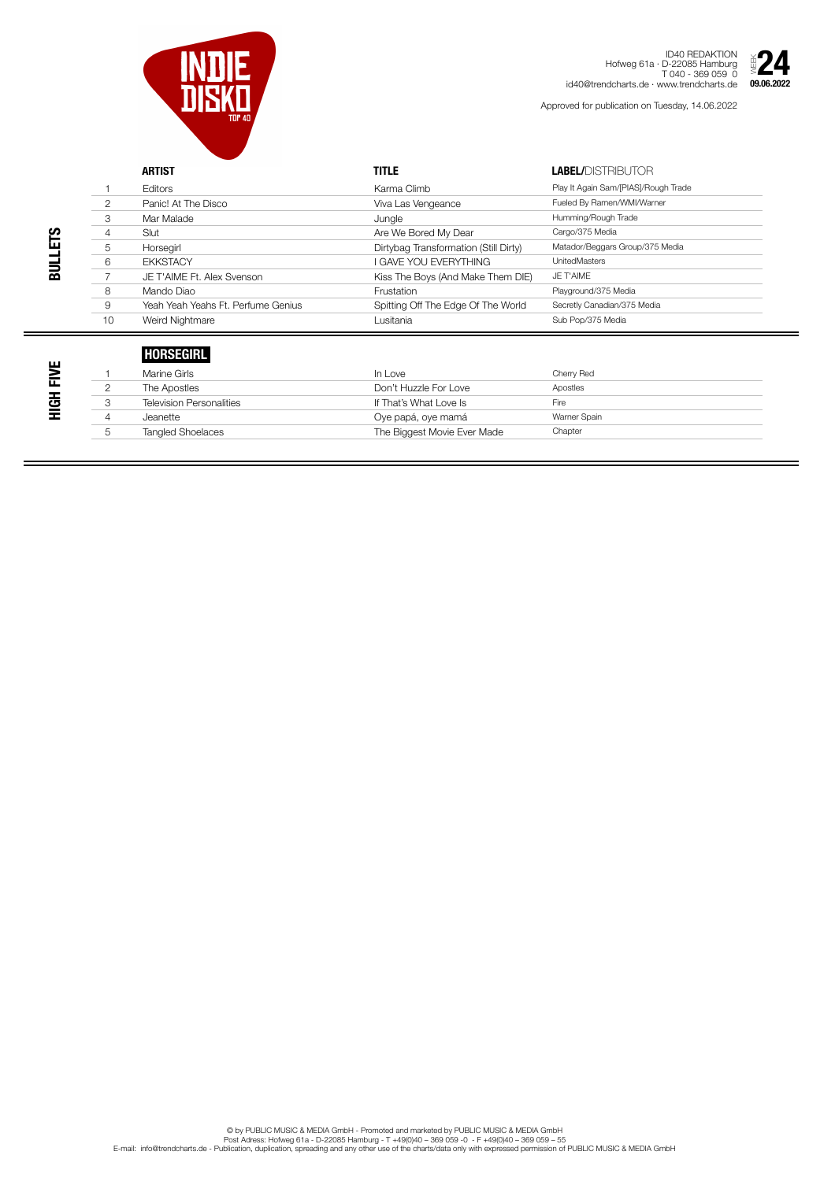INDIE DISKO TOP 40

ID40 REDAKTION
Hofweg 61a · D-22085 Hamburg
T 040 - 369 059 0
id40@trendcharts.de · www.trendcharts.de

WEEK 24
09.06.2022

Approved for publication on Tuesday, 14.06.2022

## BULLETS

| | ARTIST | TITLE | LABEL/DISTRIBUTOR |
|---|---|---|---|
| 1 | Editors | Karma Climb | Play It Again Sam/[PIAS]/Rough Trade |
| 2 | Panic! At The Disco | Viva Las Vengeance | Fueled By Ramen/WMI/Warner |
| 3 | Mar Malade | Jungle | Humming/Rough Trade |
| 4 | Slut | Are We Bored My Dear | Cargo/375 Media |
| 5 | Horsegirl | Dirtybag Transformation (Still Dirty) | Matador/Beggars Group/375 Media |
| 6 | EKKSTACY | I GAVE YOU EVERYTHING | UnitedMasters |
| 7 | JE T'AIME Ft. Alex Svenson | Kiss The Boys (And Make Them DIE) | JE T'AIME |
| 8 | Mando Diao | Frustation | Playground/375 Media |
| 9 | Yeah Yeah Yeahs Ft. Perfume Genius | Spitting Off The Edge Of The World | Secretly Canadian/375 Media |
| 10 | Weird Nightmare | Lusitania | Sub Pop/375 Media |

## HIGH FIVE

**HORSEGIRL**

| | ARTIST | TITLE | LABEL/DISTRIBUTOR |
|---|---|---|---|
| 1 | Marine Girls | In Love | Cherry Red |
| 2 | The Apostles | Don't Huzzle For Love | Apostles |
| 3 | Television Personalities | If That's What Love Is | Fire |
| 4 | Jeanette | Oye papá, oye mamá | Warner Spain |
| 5 | Tangled Shoelaces | The Biggest Movie Ever Made | Chapter |

© by PUBLIC MUSIC & MEDIA GmbH - Promoted and marketed by PUBLIC MUSIC & MEDIA GmbH
Post Adress: Hofweg 61a - D-22085 Hamburg - T +49(0)40 – 369 059 -0 - F +49(0)40 – 369 059 – 55
E-mail: info@trendcharts.de - Publication, duplication, spreading and any other use of the charts/data only with expressed permission of PUBLIC MUSIC & MEDIA GmbH